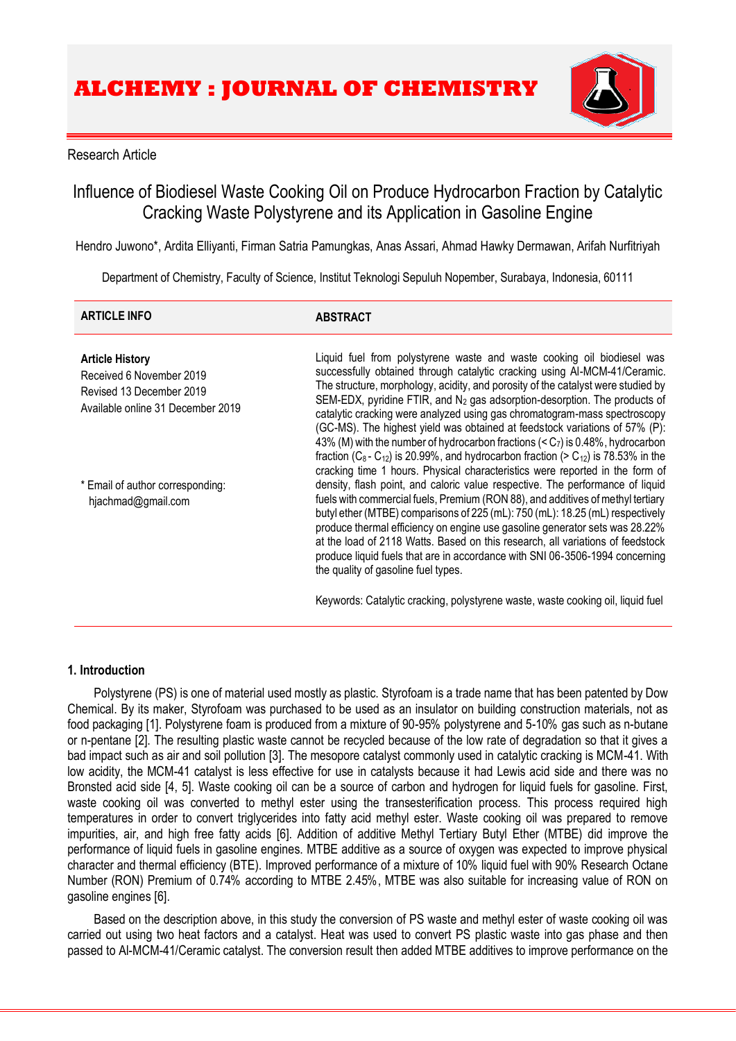# ALCHEMY : JOURNAL OF CHEMISTRY

Research Article

## Influence of Biodiesel Waste Cooking Oil on Produce Hydrocarbon Fraction by Catalytic Cracking Waste Polystyrene and its Application in Gasoline Engine

Hendro Juwono*, Ardita Elliyanti, Firman Satria Pamungkas, Anas Assari, Ahmad Hawky Dermawan, Arifah Nurfitriyah

Department of Chemistry, Faculty of Science, Institut Teknologi Sepuluh Nopember, Surabaya, Indonesia, 60111

**ARTICLE INFO**

**Article History**
Received 6 November 2019
Revised 13 December 2019
Available online 31 December 2019

* Email of author corresponding:
hjachmad@gmail.com

**ABSTRACT**

Liquid fuel from polystyrene waste and waste cooking oil biodiesel was successfully obtained through catalytic cracking using Al-MCM-41/Ceramic. The structure, morphology, acidity, and porosity of the catalyst were studied by SEM-EDX, pyridine FTIR, and $N_2$ gas adsorption-desorption. The products of catalytic cracking were analyzed using gas chromatogram-mass spectroscopy (GC-MS). The highest yield was obtained at feedstock variations of 57% (P): 43% (M) with the number of hydrocarbon fractions ($< C_7$) is 0.48%, hydrocarbon fraction ($C_8$ - $C_{12}$) is 20.99%, and hydrocarbon fraction ($> C_{12}$) is 78.53% in the cracking time 1 hours. Physical characteristics were reported in the form of density, flash point, and caloric value respective. The performance of liquid fuels with commercial fuels, Premium (RON 88), and additives of methyl tertiary butyl ether (MTBE) comparisons of 225 (mL): 750 (mL): 18.25 (mL) respectively produce thermal efficiency on engine use gasoline generator sets was 28.22% at the load of 2118 Watts. Based on this research, all variations of feedstock produce liquid fuels that are in accordance with SNI 06-3506-1994 concerning the quality of gasoline fuel types.

Keywords: Catalytic cracking, polystyrene waste, waste cooking oil, liquid fuel

### 1. Introduction

Polystyrene (PS) is one of material used mostly as plastic. Styrofoam is a trade name that has been patented by Dow Chemical. By its maker, Styrofoam was purchased to be used as an insulator on building construction materials, not as food packaging [1]. Polystyrene foam is produced from a mixture of 90-95% polystyrene and 5-10% gas such as n-butane or n-pentane [2]. The resulting plastic waste cannot be recycled because of the low rate of degradation so that it gives a bad impact such as air and soil pollution [3]. The mesopore catalyst commonly used in catalytic cracking is MCM-41. With low acidity, the MCM-41 catalyst is less effective for use in catalysts because it had Lewis acid side and there was no Bronsted acid side [4, 5]. Waste cooking oil can be a source of carbon and hydrogen for liquid fuels for gasoline. First, waste cooking oil was converted to methyl ester using the transesterification process. This process required high temperatures in order to convert triglycerides into fatty acid methyl ester. Waste cooking oil was prepared to remove impurities, air, and high free fatty acids [6]. Addition of additive Methyl Tertiary Butyl Ether (MTBE) did improve the performance of liquid fuels in gasoline engines. MTBE additive as a source of oxygen was expected to improve physical character and thermal efficiency (BTE). Improved performance of a mixture of 10% liquid fuel with 90% Research Octane Number (RON) Premium of 0.74% according to MTBE 2.45%, MTBE was also suitable for increasing value of RON on gasoline engines [6].

Based on the description above, in this study the conversion of PS waste and methyl ester of waste cooking oil was carried out using two heat factors and a catalyst. Heat was used to convert PS plastic waste into gas phase and then passed to Al-MCM-41/Ceramic catalyst. The conversion result then added MTBE additives to improve performance on the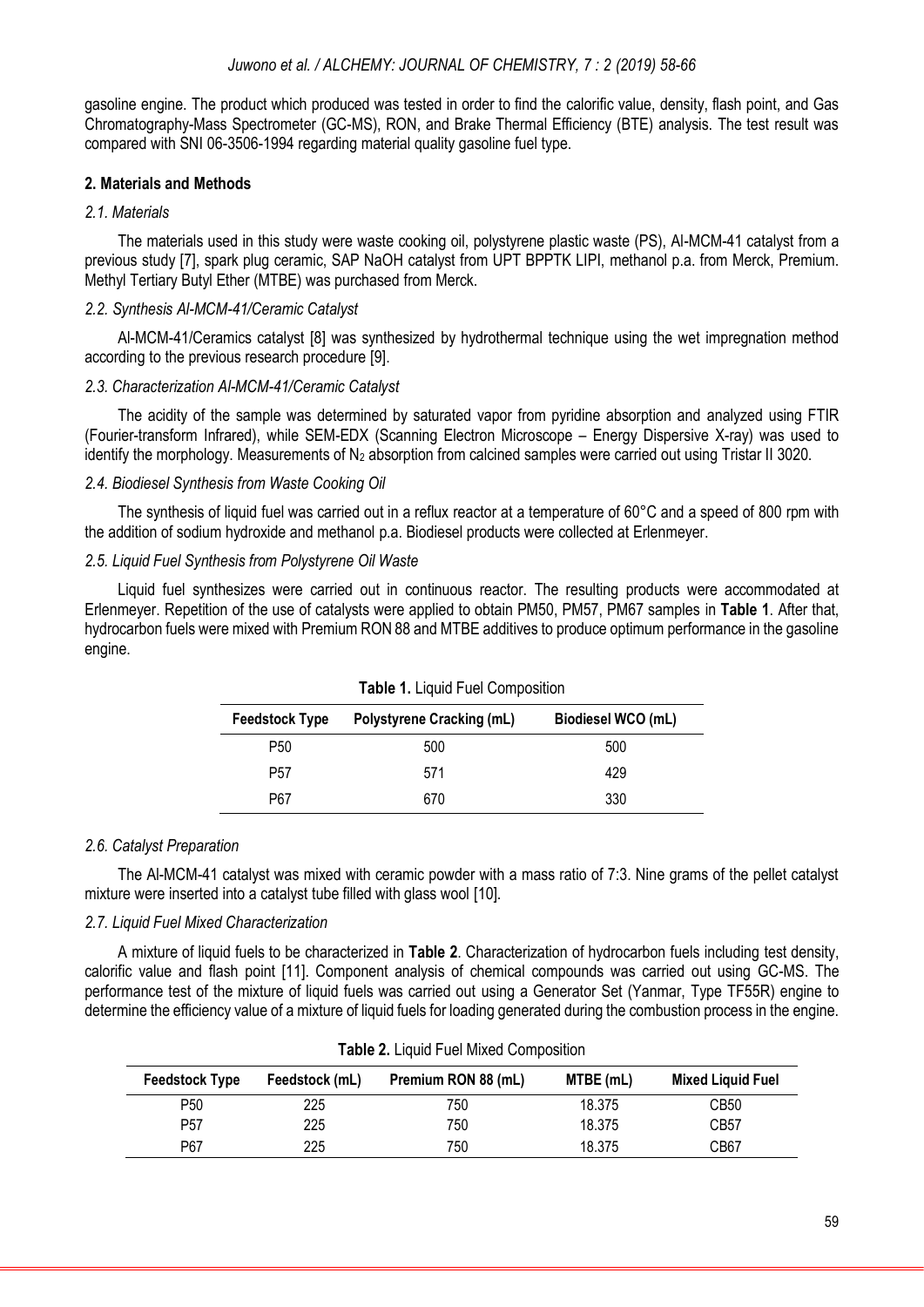gasoline engine. The product which produced was tested in order to find the calorific value, density, flash point, and Gas Chromatography-Mass Spectrometer (GC-MS), RON, and Brake Thermal Efficiency (BTE) analysis. The test result was compared with SNI 06-3506-1994 regarding material quality gasoline fuel type.

## 2. Materials and Methods

### *2.1. Materials*

The materials used in this study were waste cooking oil, polystyrene plastic waste (PS), Al-MCM-41 catalyst from a previous study [7], spark plug ceramic, SAP NaOH catalyst from UPT BPPTK LIPI, methanol p.a. from Merck, Premium. Methyl Tertiary Butyl Ether (MTBE) was purchased from Merck.

### *2.2. Synthesis Al-MCM-41/Ceramic Catalyst*

Al-MCM-41/Ceramics catalyst [8] was synthesized by hydrothermal technique using the wet impregnation method according to the previous research procedure [9].

### *2.3. Characterization Al-MCM-41/Ceramic Catalyst*

The acidity of the sample was determined by saturated vapor from pyridine absorption and analyzed using FTIR (Fourier-transform Infrared), while SEM-EDX (Scanning Electron Microscope – Energy Dispersive X-ray) was used to identify the morphology. Measurements of $N_2$ absorption from calcined samples were carried out using Tristar II 3020.

### *2.4. Biodiesel Synthesis from Waste Cooking Oil*

The synthesis of liquid fuel was carried out in a reflux reactor at a temperature of 60°C and a speed of 800 rpm with the addition of sodium hydroxide and methanol p.a. Biodiesel products were collected at Erlenmeyer.

### *2.5. Liquid Fuel Synthesis from Polystyrene Oil Waste*

Liquid fuel synthesizes were carried out in continuous reactor. The resulting products were accommodated at Erlenmeyer. Repetition of the use of catalysts were applied to obtain PM50, PM57, PM67 samples in **Table 1**. After that, hydrocarbon fuels were mixed with Premium RON 88 and MTBE additives to produce optimum performance in the gasoline engine.

**Table 1.** Liquid Fuel Composition

| Feedstock Type | Polystyrene Cracking (mL) | Biodiesel WCO (mL) |
|---|---|---|
| P50 | 500 | 500 |
| P57 | 571 | 429 |
| P67 | 670 | 330 |

### *2.6. Catalyst Preparation*

The Al-MCM-41 catalyst was mixed with ceramic powder with a mass ratio of 7:3. Nine grams of the pellet catalyst mixture were inserted into a catalyst tube filled with glass wool [10].

### *2.7. Liquid Fuel Mixed Characterization*

A mixture of liquid fuels to be characterized in **Table 2**. Characterization of hydrocarbon fuels including test density, calorific value and flash point [11]. Component analysis of chemical compounds was carried out using GC-MS. The performance test of the mixture of liquid fuels was carried out using a Generator Set (Yanmar, Type TF55R) engine to determine the efficiency value of a mixture of liquid fuels for loading generated during the combustion process in the engine.

**Table 2.** Liquid Fuel Mixed Composition

| Feedstock Type | Feedstock (mL) | Premium RON 88 (mL) | MTBE (mL) | Mixed Liquid Fuel |
|---|---|---|---|---|
| P50 | 225 | 750 | 18.375 | CB50 |
| P57 | 225 | 750 | 18.375 | CB57 |
| P67 | 225 | 750 | 18.375 | CB67 |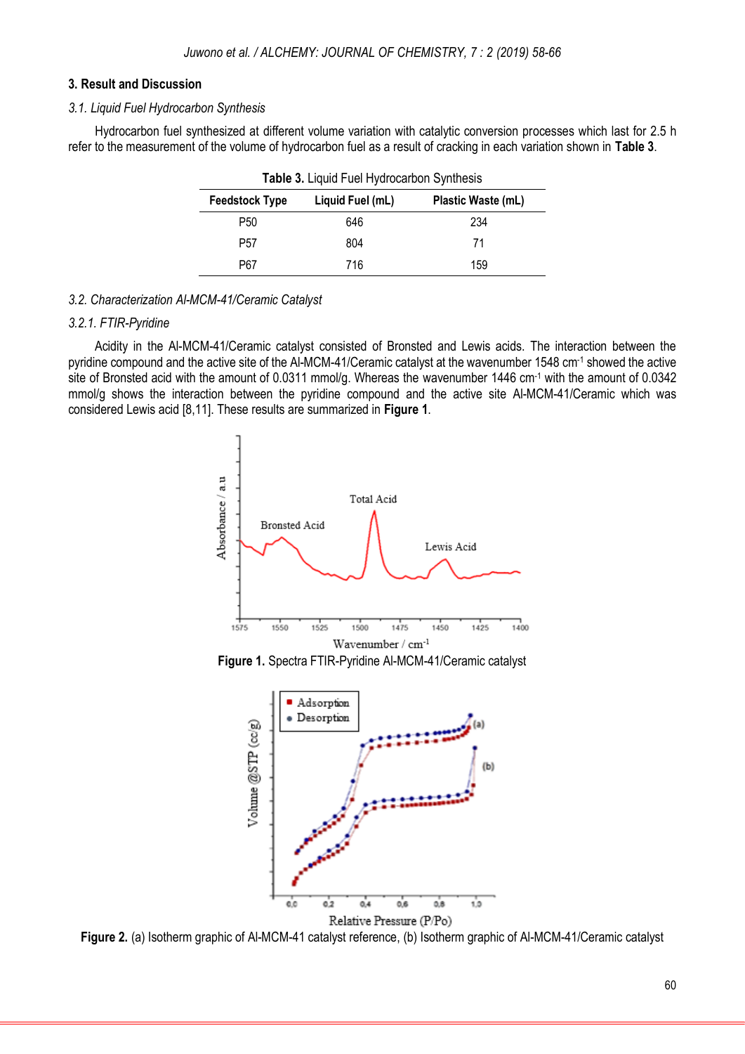## 3. Result and Discussion

### *3.1. Liquid Fuel Hydrocarbon Synthesis*

Hydrocarbon fuel synthesized at different volume variation with catalytic conversion processes which last for 2.5 h refer to the measurement of the volume of hydrocarbon fuel as a result of cracking in each variation shown in **Table 3**.

**Table 3.** Liquid Fuel Hydrocarbon Synthesis

| Feedstock Type | Liquid Fuel (mL) | Plastic Waste (mL) |
|---|---|---|
| P50 | 646 | 234 |
| P57 | 804 | 71 |
| P67 | 716 | 159 |

### *3.2. Characterization Al-MCM-41/Ceramic Catalyst*

#### *3.2.1. FTIR-Pyridine*

Acidity in the Al-MCM-41/Ceramic catalyst consisted of Bronsted and Lewis acids. The interaction between the pyridine compound and the active site of the Al-MCM-41/Ceramic catalyst at the wavenumber 1548 $cm^{-1}$ showed the active site of Bronsted acid with the amount of 0.0311 mmol/g. Whereas the wavenumber 1446 $cm^{-1}$ with the amount of 0.0342 mmol/g shows the interaction between the pyridine compound and the active site Al-MCM-41/Ceramic which was considered Lewis acid [8,11]. These results are summarized in **Figure 1**.

**Figure 1.** Spectra FTIR-Pyridine Al-MCM-41/Ceramic catalyst

**Figure 2.** (a) Isotherm graphic of Al-MCM-41 catalyst reference, (b) Isotherm graphic of Al-MCM-41/Ceramic catalyst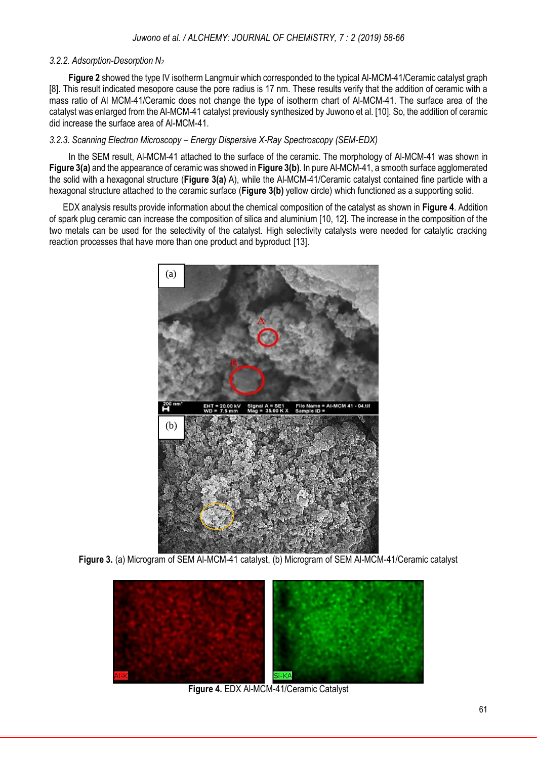### 3.2.2. Adsorption-Desorption $N_2$

**Figure 2** showed the type IV isotherm Langmuir which corresponded to the typical Al-MCM-41/Ceramic catalyst graph [8]. This result indicated mesopore cause the pore radius is 17 nm. These results verify that the addition of ceramic with a mass ratio of Al MCM-41/Ceramic does not change the type of isotherm chart of Al-MCM-41. The surface area of the catalyst was enlarged from the Al-MCM-41 catalyst previously synthesized by Juwono et al. [10]. So, the addition of ceramic did increase the surface area of Al-MCM-41.

### 3.2.3. Scanning Electron Microscopy – Energy Dispersive X-Ray Spectroscopy (SEM-EDX)

In the SEM result, Al-MCM-41 attached to the surface of the ceramic. The morphology of Al-MCM-41 was shown in **Figure 3(a)** and the appearance of ceramic was showed in **Figure 3(b)**. In pure Al-MCM-41, a smooth surface agglomerated the solid with a hexagonal structure (**Figure 3(a)** A), while the Al-MCM-41/Ceramic catalyst contained fine particle with a hexagonal structure attached to the ceramic surface (**Figure 3(b)** yellow circle) which functioned as a supporting solid.

EDX analysis results provide information about the chemical composition of the catalyst as shown in **Figure 4**. Addition of spark plug ceramic can increase the composition of silica and aluminium [10, 12]. The increase in the composition of the two metals can be used for the selectivity of the catalyst. High selectivity catalysts were needed for catalytic cracking reaction processes that have more than one product and byproduct [13].

**Figure 3.** (a) Micrograph of SEM Al-MCM-41 catalyst, (b) Micrograph of SEM Al-MCM-41/Ceramic catalyst

**Figure 4.** EDX Al-MCM-41/Ceramic Catalyst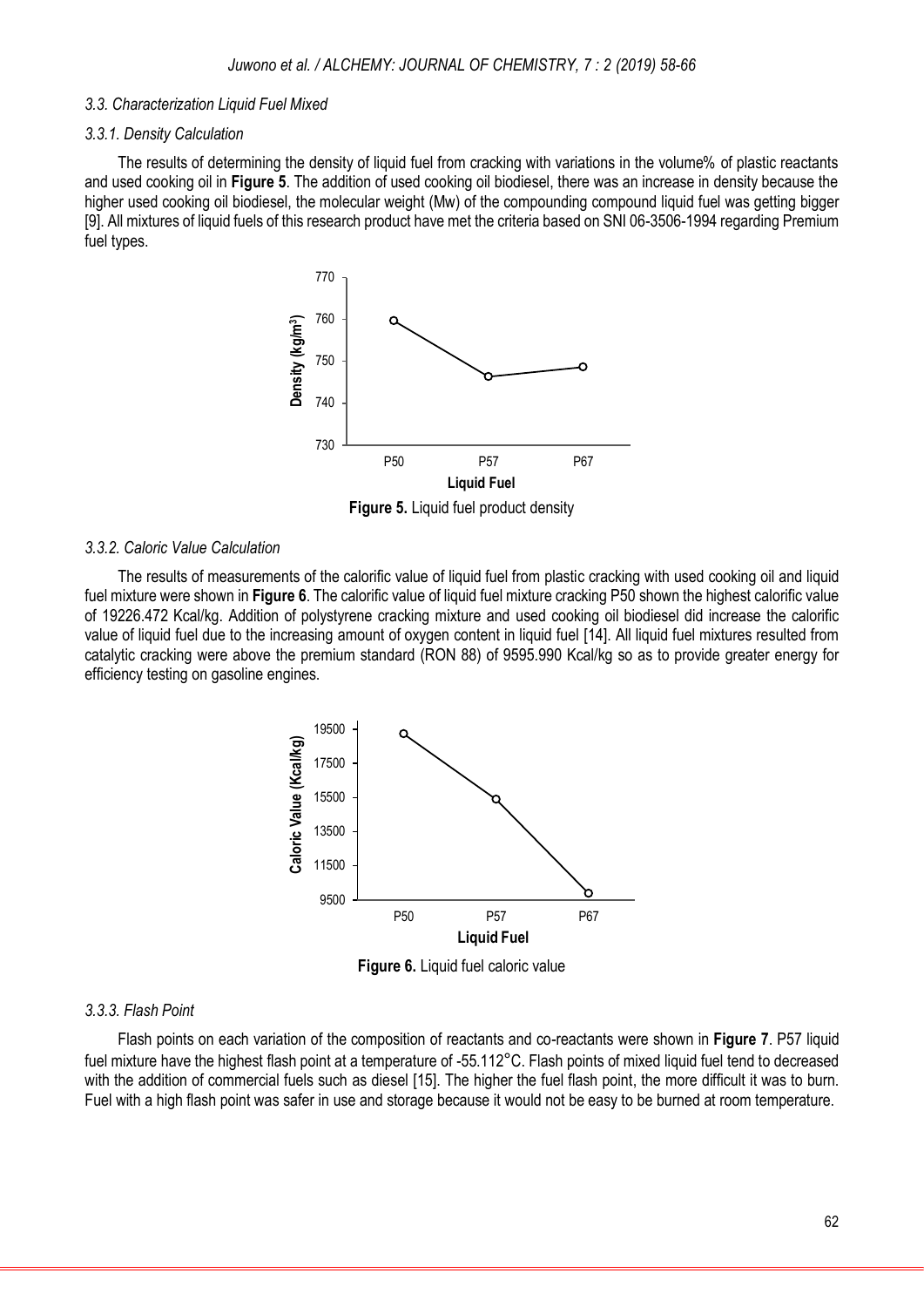### 3.3. Characterization Liquid Fuel Mixed

#### 3.3.1. Density Calculation

The results of determining the density of liquid fuel from cracking with variations in the volume% of plastic reactants and used cooking oil in **Figure 5**. The addition of used cooking oil biodiesel, there was an increase in density because the higher used cooking oil biodiesel, the molecular weight (Mw) of the compounding compound liquid fuel was getting bigger [9]. All mixtures of liquid fuels of this research product have met the criteria based on SNI 06-3506-1994 regarding Premium fuel types.

**Figure 5.** Liquid fuel product density

#### 3.3.2. Caloric Value Calculation

The results of measurements of the calorific value of liquid fuel from plastic cracking with used cooking oil and liquid fuel mixture were shown in **Figure 6**. The calorific value of liquid fuel mixture cracking P50 shown the highest calorific value of 19226.472 Kcal/kg. Addition of polystyrene cracking mixture and used cooking oil biodiesel did increase the calorific value of liquid fuel due to the increasing amount of oxygen content in liquid fuel [14]. All liquid fuel mixtures resulted from catalytic cracking were above the premium standard (RON 88) of 9595.990 Kcal/kg so as to provide greater energy for efficiency testing on gasoline engines.

**Figure 6.** Liquid fuel caloric value

#### 3.3.3. Flash Point

Flash points on each variation of the composition of reactants and co-reactants were shown in **Figure 7**. P57 liquid fuel mixture have the highest flash point at a temperature of -55.112°C. Flash points of mixed liquid fuel tend to decreased with the addition of commercial fuels such as diesel [15]. The higher the fuel flash point, the more difficult it was to burn. Fuel with a high flash point was safer in use and storage because it would not be easy to be burned at room temperature.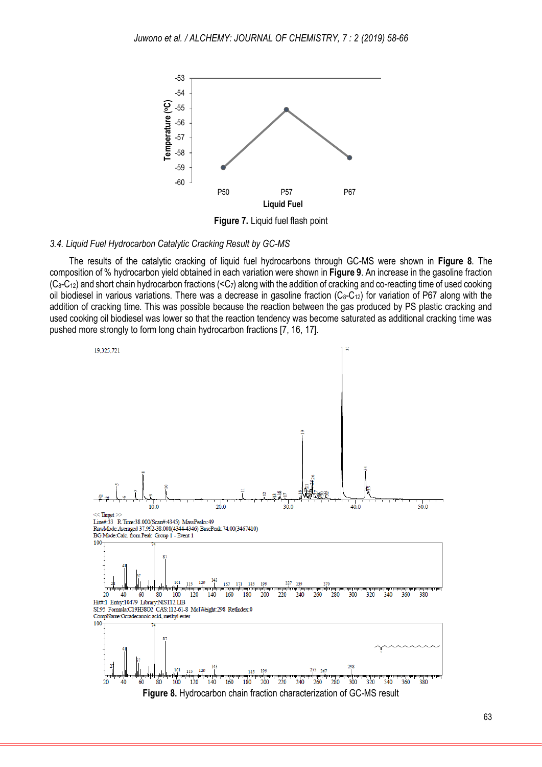Figure 7. Liquid fuel flash point

*3.4. Liquid Fuel Hydrocarbon Catalytic Cracking Result by GC-MS*

The results of the catalytic cracking of liquid fuel hydrocarbons through GC-MS were shown in **Figure 8**. The composition of % hydrocarbon yield obtained in each variation were shown in **Figure 9**. An increase in the gasoline fraction ($C_8$-$C_{12}$) and short chain hydrocarbon fractions (<$C_7$) along with the addition of cracking and co-reacting time of used cooking oil biodiesel in various variations. There was a decrease in gasoline fraction ($C_8$-$C_{12}$) for variation of P67 along with the addition of cracking time. This was possible because the reaction between the gas produced by PS plastic cracking and used cooking oil biodiesel was lower so that the reaction tendency was become saturated as additional cracking time was pushed more strongly to form long chain hydrocarbon fractions [7, 16, 17].

Figure 8. Hydrocarbon chain fraction characterization of GC-MS result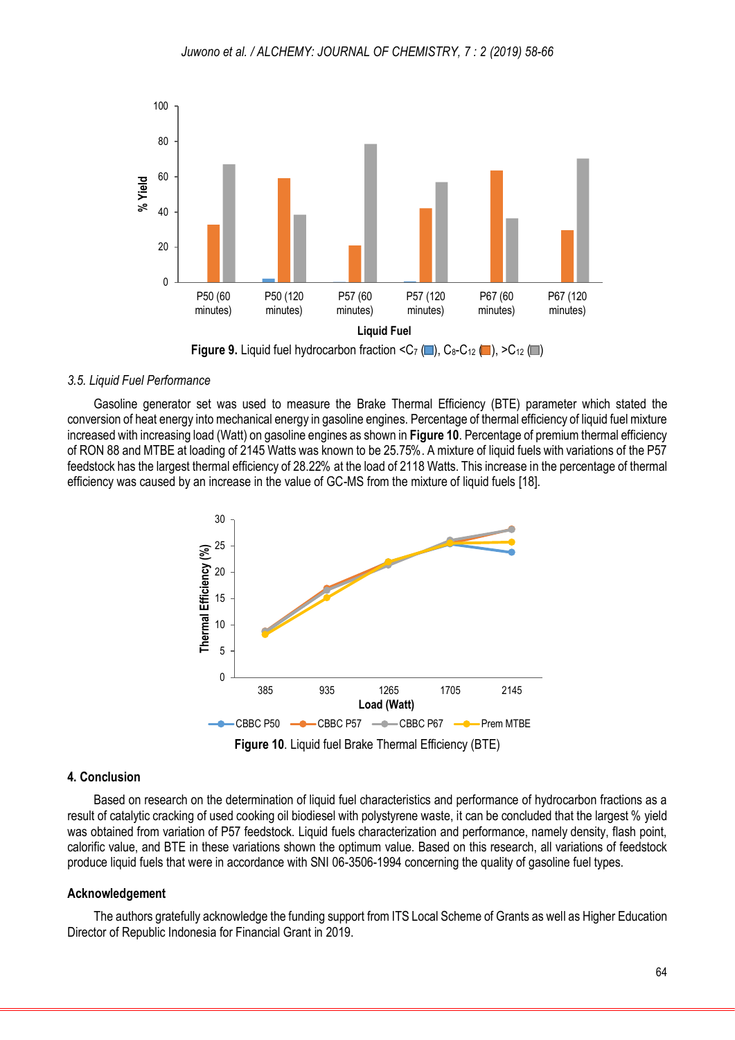Figure 9. Liquid fuel hydrocarbon fraction <$C_7$ (■), $C_8$-$C_{12}$ (■), >$C_{12}$ (■)

### 3.5. Liquid Fuel Performance

Gasoline generator set was used to measure the Brake Thermal Efficiency (BTE) parameter which stated the conversion of heat energy into mechanical energy in gasoline engines. Percentage of thermal efficiency of liquid fuel mixture increased with increasing load (Watt) on gasoline engines as shown in **Figure 10**. Percentage of premium thermal efficiency of RON 88 and MTBE at loading of 2145 Watts was known to be 25.75%. A mixture of liquid fuels with variations of the P57 feedstock has the largest thermal efficiency of 28.22% at the load of 2118 Watts. This increase in the percentage of thermal efficiency was caused by an increase in the value of GC-MS from the mixture of liquid fuels [18].

**Figure 10**. Liquid fuel Brake Thermal Efficiency (BTE)

## 4. Conclusion

Based on research on the determination of liquid fuel characteristics and performance of hydrocarbon fractions as a result of catalytic cracking of used cooking oil biodiesel with polystyrene waste, it can be concluded that the largest % yield was obtained from variation of P57 feedstock. Liquid fuels characterization and performance, namely density, flash point, calorific value, and BTE in these variations shown the optimum value. Based on this research, all variations of feedstock produce liquid fuels that were in accordance with SNI 06-3506-1994 concerning the quality of gasoline fuel types.

## Acknowledgement

The authors gratefully acknowledge the funding support from ITS Local Scheme of Grants as well as Higher Education Director of Republic Indonesia for Financial Grant in 2019.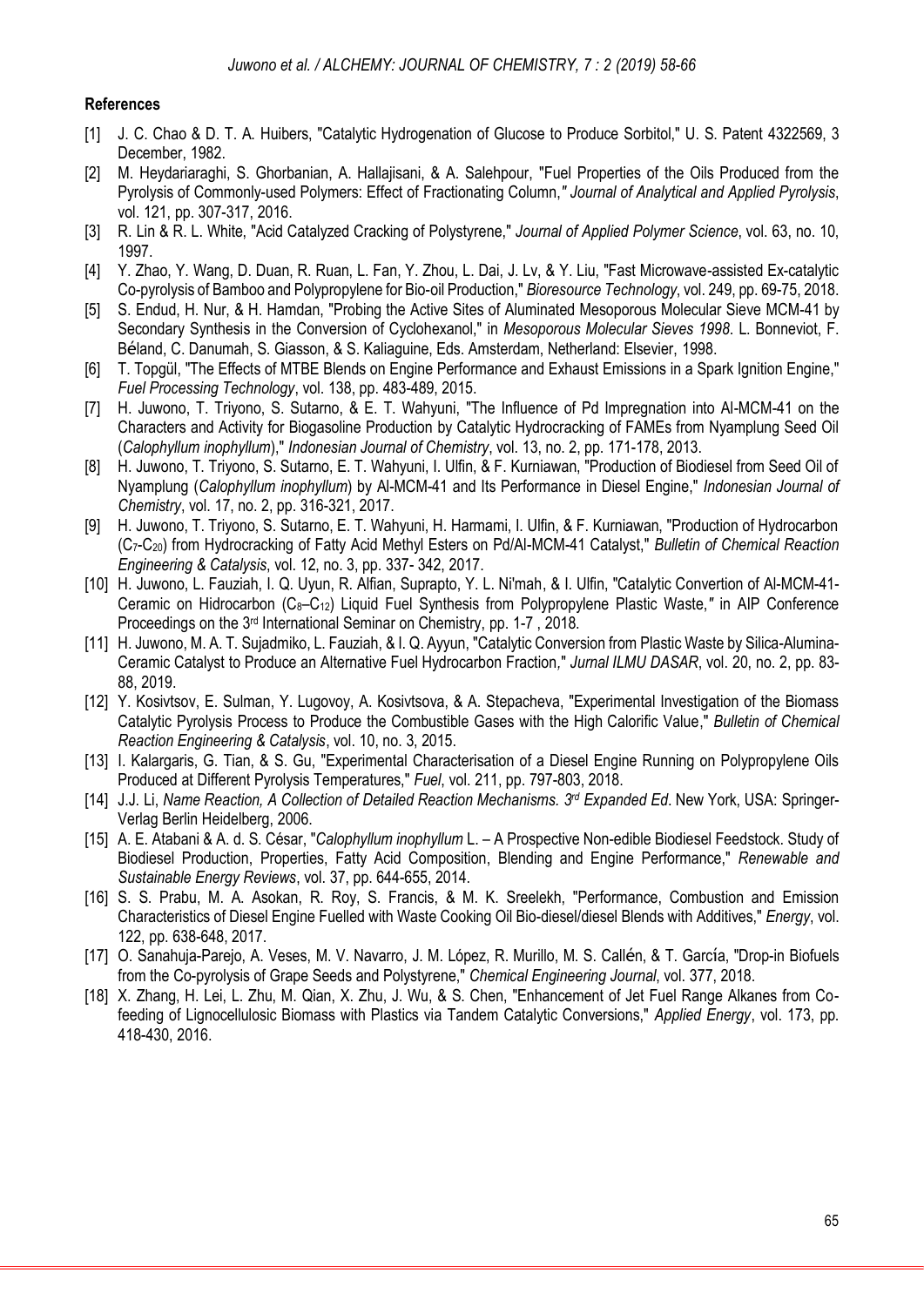**References**

[1] J. C. Chao & D. T. A. Huibers, "Catalytic Hydrogenation of Glucose to Produce Sorbitol," U. S. Patent 4322569, 3 December, 1982.

[2] M. Heydariaraghi, S. Ghorbanian, A. Hallajisani, & A. Salehpour, "Fuel Properties of the Oils Produced from the Pyrolysis of Commonly-used Polymers: Effect of Fractionating Column," *Journal of Analytical and Applied Pyrolysis*, vol. 121, pp. 307-317, 2016.

[3] R. Lin & R. L. White, "Acid Catalyzed Cracking of Polystyrene," *Journal of Applied Polymer Science*, vol. 63, no. 10, 1997.

[4] Y. Zhao, Y. Wang, D. Duan, R. Ruan, L. Fan, Y. Zhou, L. Dai, J. Lv, & Y. Liu, "Fast Microwave-assisted Ex-catalytic Co-pyrolysis of Bamboo and Polypropylene for Bio-oil Production," *Bioresource Technology*, vol. 249, pp. 69-75, 2018.

[5] S. Endud, H. Nur, & H. Hamdan, "Probing the Active Sites of Aluminated Mesoporous Molecular Sieve MCM-41 by Secondary Synthesis in the Conversion of Cyclohexanol," in *Mesoporous Molecular Sieves 1998*. L. Bonneviot, F. Béland, C. Danumah, S. Giasson, & S. Kaliaguine, Eds. Amsterdam, Netherland: Elsevier, 1998.

[6] T. Topgül, "The Effects of MTBE Blends on Engine Performance and Exhaust Emissions in a Spark Ignition Engine," *Fuel Processing Technology*, vol. 138, pp. 483-489, 2015.

[7] H. Juwono, T. Triyono, S. Sutarno, & E. T. Wahyuni, "The Influence of Pd Impregnation into Al-MCM-41 on the Characters and Activity for Biogasoline Production by Catalytic Hydrocracking of FAMEs from Nyamplung Seed Oil (*Calophyllum inophyllum*)," *Indonesian Journal of Chemistry*, vol. 13, no. 2, pp. 171-178, 2013.

[8] H. Juwono, T. Triyono, S. Sutarno, E. T. Wahyuni, I. Ulfin, & F. Kurniawan, "Production of Biodiesel from Seed Oil of Nyamplung (*Calophyllum inophyllum*) by Al-MCM-41 and Its Performance in Diesel Engine," *Indonesian Journal of Chemistry*, vol. 17, no. 2, pp. 316-321, 2017.

[9] H. Juwono, T. Triyono, S. Sutarno, E. T. Wahyuni, H. Harmami, I. Ulfin, & F. Kurniawan, "Production of Hydrocarbon ($C_7$-$C_{20}$) from Hydrocracking of Fatty Acid Methyl Esters on Pd/Al-MCM-41 Catalyst," *Bulletin of Chemical Reaction Engineering & Catalysis*, vol. 12, no. 3, pp. 337- 342, 2017.

[10] H. Juwono, L. Fauziah, I. Q. Uyun, R. Alfian, Suprapto, Y. L. Ni'mah, & I. Ulfin, "Catalytic Convertion of Al-MCM-41-Ceramic on Hidrocarbon ($C_8$–$C_{12}$) Liquid Fuel Synthesis from Polypropylene Plastic Waste," in AIP Conference Proceedings on the 3rd International Seminar on Chemistry, pp. 1-7 , 2018.

[11] H. Juwono, M. A. T. Sujadmiko, L. Fauziah, & I. Q. Ayyun, "Catalytic Conversion from Plastic Waste by Silica-Alumina-Ceramic Catalyst to Produce an Alternative Fuel Hydrocarbon Fraction," *Jurnal ILMU DASAR*, vol. 20, no. 2, pp. 83-88, 2019.

[12] Y. Kosivtsov, E. Sulman, Y. Lugovoy, A. Kosivtsova, & A. Stepacheva, "Experimental Investigation of the Biomass Catalytic Pyrolysis Process to Produce the Combustible Gases with the High Calorific Value," *Bulletin of Chemical Reaction Engineering & Catalysis*, vol. 10, no. 3, 2015.

[13] I. Kalargaris, G. Tian, & S. Gu, "Experimental Characterisation of a Diesel Engine Running on Polypropylene Oils Produced at Different Pyrolysis Temperatures," *Fuel*, vol. 211, pp. 797-803, 2018.

[14] J.J. Li, *Name Reaction, A Collection of Detailed Reaction Mechanisms. 3rd Expanded Ed*. New York, USA: Springer-Verlag Berlin Heidelberg, 2006.

[15] A. E. Atabani & A. d. S. César, "*Calophyllum inophyllum* L. – A Prospective Non-edible Biodiesel Feedstock. Study of Biodiesel Production, Properties, Fatty Acid Composition, Blending and Engine Performance," *Renewable and Sustainable Energy Reviews*, vol. 37, pp. 644-655, 2014.

[16] S. S. Prabu, M. A. Asokan, R. Roy, S. Francis, & M. K. Sreelekh, "Performance, Combustion and Emission Characteristics of Diesel Engine Fuelled with Waste Cooking Oil Bio-diesel/diesel Blends with Additives," *Energy*, vol. 122, pp. 638-648, 2017.

[17] O. Sanahuja-Parejo, A. Veses, M. V. Navarro, J. M. López, R. Murillo, M. S. Callén, & T. García, "Drop-in Biofuels from the Co-pyrolysis of Grape Seeds and Polystyrene," *Chemical Engineering Journal*, vol. 377, 2018.

[18] X. Zhang, H. Lei, L. Zhu, M. Qian, X. Zhu, J. Wu, & S. Chen, "Enhancement of Jet Fuel Range Alkanes from Co-feeding of Lignocellulosic Biomass with Plastics via Tandem Catalytic Conversions," *Applied Energy*, vol. 173, pp. 418-430, 2016.